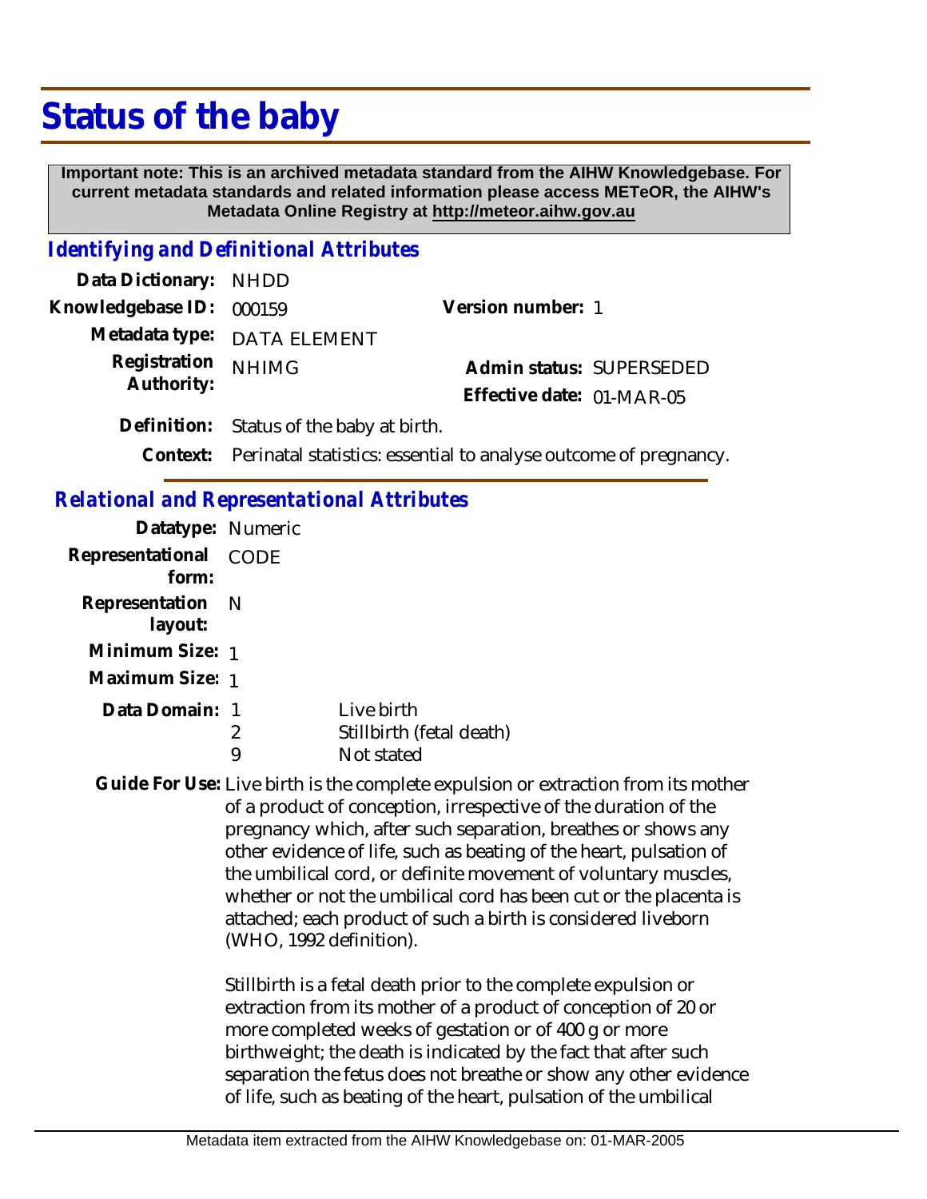# Status of the baby

**Important note: This is an archived metadata standard from the AIHW Knowledgebase. For current metadata standards and related information please access METeOR, the AIHW's Metadata Online Registry at http://meteor.aihw.gov.au**

## *Identifying and Definitional Attributes*

**Data Dictionary:** NHDD

**Knowledgebase ID:** 000159

**Version number:** 1

**Metadata type:** DATA ELEMENT

**Registration Authority:** NHIMG

**Admin status:** SUPERSEDED

**Effective date:** 01-MAR-05

**Definition:** Status of the baby at birth.

**Context:** Perinatal statistics: essential to analyse outcome of pregnancy.

## *Relational and Representational Attributes*

**Datatype:** Numeric

**Representational form:** CODE

**Representation layout:** N

**Minimum Size:** 1

**Maximum Size:** 1

**Data Domain:**

| Code | Description |
| --- | --- |
| 1 | Live birth |
| 2 | Stillbirth (fetal death) |
| 9 | Not stated |

**Guide For Use:** Live birth is the complete expulsion or extraction from its mother of a product of conception, irrespective of the duration of the pregnancy which, after such separation, breathes or shows any other evidence of life, such as beating of the heart, pulsation of the umbilical cord, or definite movement of voluntary muscles, whether or not the umbilical cord has been cut or the placenta is attached; each product of such a birth is considered liveborn (WHO, 1992 definition).

Stillbirth is a fetal death prior to the complete expulsion or extraction from its mother of a product of conception of 20 or more completed weeks of gestation or of 400 g or more birthweight; the death is indicated by the fact that after such separation the fetus does not breathe or show any other evidence of life, such as beating of the heart, pulsation of the umbilical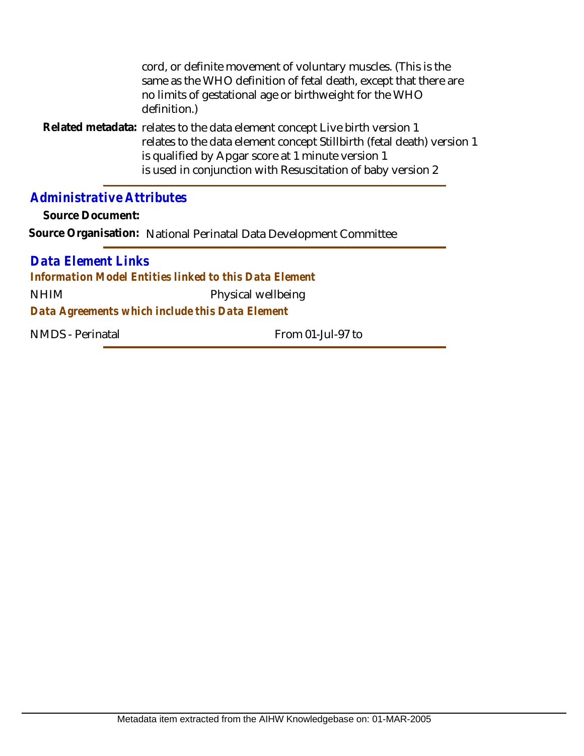cord, or definite movement of voluntary muscles. (This is the same as the WHO definition of fetal death, except that there are no limits of gestational age or birthweight for the WHO definition.)

**Related metadata:** relates to the data element concept Live birth version 1
relates to the data element concept Stillbirth (fetal death) version 1
is qualified by Apgar score at 1 minute version 1
is used in conjunction with Resuscitation of baby version 2

## Administrative Attributes

**Source Document:**

**Source Organisation:** National Perinatal Data Development Committee

## Data Element Links

### Information Model Entities linked to this Data Element

NHIM Physical wellbeing

### Data Agreements which include this Data Element

NMDS - Perinatal From 01-Jul-97 to

Metadata item extracted from the AIHW Knowledgebase on: 01-MAR-2005